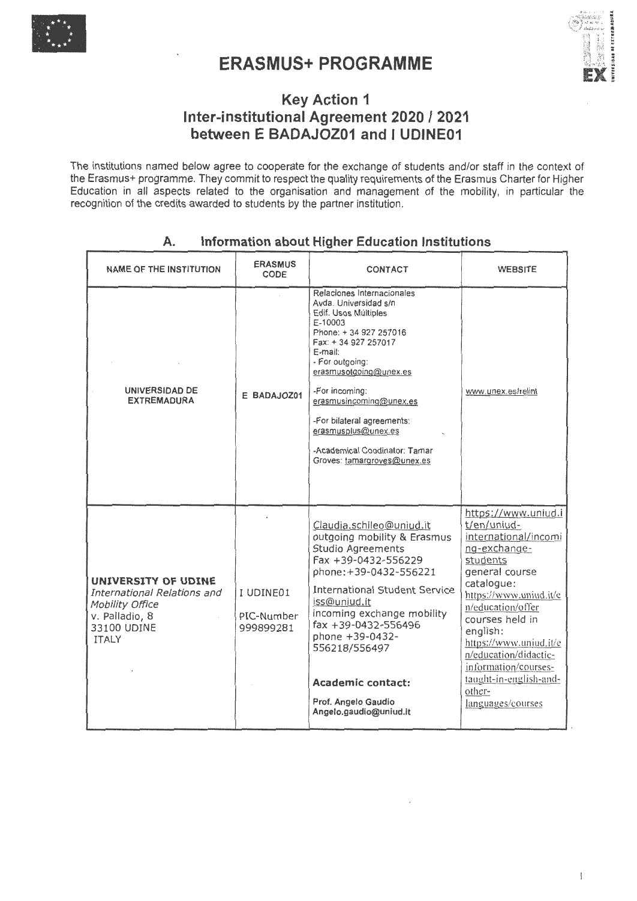# ERASMUS+ PROGRAMME

## Key Action 1
## Inter-institutional Agreement 2020 / 2021
## between E BADAJOZ01 and I UDINE01

The institutions named below agree to cooperate for the exchange of students and/or staff in the context of the Erasmus+ programme. They commit to respect the quality requirements of the Erasmus Charter for Higher Education in all aspects related to the organisation and management of the mobility, in particular the recognition of the credits awarded to students by the partner institution.

### A. Information about Higher Education Institutions

| NAME OF THE INSTITUTION | ERASMUS CODE | CONTACT | WEBSITE |
|---|---|---|---|
| UNIVERSIDAD DE EXTREMADURA | E BADAJOZ01 | Relaciones Internacionales<br>Avda. Universidad s/n<br>Edif. Usos Múltiples<br>E-10003<br>Phone: + 34 927 257016<br>Fax: + 34 927 257017<br>E-mail:<br>- For outgoing: erasmusotgoing@unex.es<br>-For incoming: erasmusincoming@unex.es<br>-For bilateral agreements: erasmusplus@unex.es<br>-Academical Coodinator: Tamar Groves: tamargroves@unex.es | www.unex.es/relint |
| **UNIVERSITY OF UDINE**<br>*International Relations and Mobility Office*<br>v. Palladio, 8<br>33100 UDINE<br>ITALY | I UDINE01<br>PIC-Number 999899281 | Claudia.schileo@uniud.it<br>outgoing mobility & Erasmus Studio Agreements<br>Fax +39-0432-556229<br>phone:+39-0432-556221<br>International Student Service iss@uniud.it<br>incoming exchange mobility<br>fax +39-0432-556496<br>phone +39-0432-556218/556497<br>**Academic contact:**<br>**Prof. Angelo Gaudio**<br>**Angelo.gaudio@uniud.it** | https://www.uniud.it/en/uniud-international/incoming-exchange-students<br>general course catalogue: https://www.uniud.it/en/education/offer<br>courses held in english: https://www.uniud.it/en/education/didactic-information/courses-taught-in-english-and-other-languages/courses |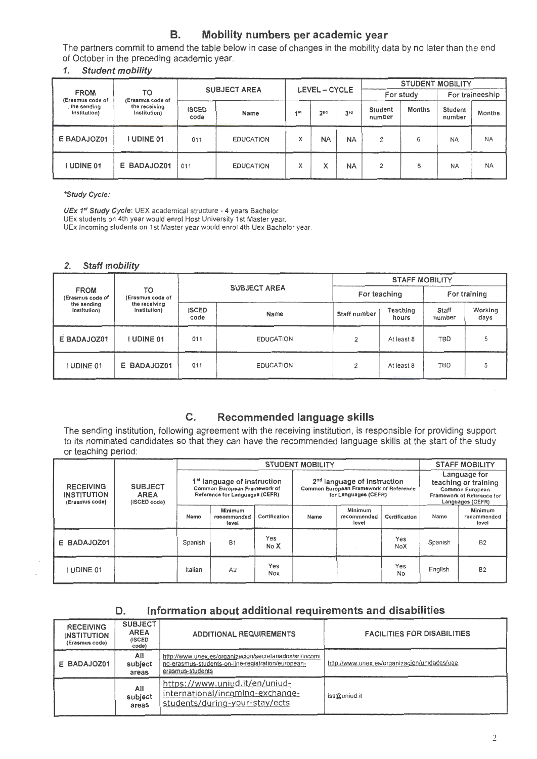## B. Mobility numbers per academic year

The partners commit to amend the table below in case of changes in the mobility data by no later than the end of October in the preceding academic year.

### 1. *Student mobility*

| FROM (Erasmus code of the sending institution) | TO (Erasmus code of the receiving institution) | SUBJECT AREA | | LEVEL – CYCLE | | | STUDENT MOBILITY | | | |
|---|---|---|---|---|---|---|---|---|---|---|
| | | | | | | | For study | | For traineeship | |
| | | ISCED code | Name | 1st | 2nd | 3rd | Student number | Months | Student number | Months |
| E BADAJOZ01 | I UDINE 01 | 011 | EDUCATION | X | NA | NA | 2 | 6 | NA | NA |
| I UDINE 01 | E BADAJOZ01 | 011 | EDUCATION | X | X | NA | 2 | 6 | NA | NA |

***Study Cycle:***

***UEx 1st Study Cycle***: UEX academical structure - 4 years Bachelor
UEx students on 4th year would enrol Host University 1st Master year.
UEx Incoming students on 1st Master year would enrol 4th Uex Bachelor year.

### 2. *Staff mobility*

| FROM (Erasmus code of the sending institution) | TO (Erasmus code of the receiving institution) | SUBJECT AREA | | STAFF MOBILITY | | | |
|---|---|---|---|---|---|---|---|
| | | | | For teaching | | For training | |
| | | ISCED code | Name | Staff number | Teaching hours | Staff number | Working days |
| E BADAJOZ01 | I UDINE 01 | 011 | EDUCATION | 2 | At least 8 | TBD | 5 |
| I UDINE 01 | E BADAJOZ01 | 011 | EDUCATION | 2 | At least 8 | TBD | 5 |

## C. Recommended language skills

The sending institution, following agreement with the receiving institution, is responsible for providing support to its nominated candidates so that they can have the recommended language skills at the start of the study or teaching period:

| RECEIVING INSTITUTION (Erasmus code) | SUBJECT AREA (ISCED code) | STUDENT MOBILITY | | | | | | STAFF MOBILITY | |
|---|---|---|---|---|---|---|---|---|---|
| | | 1st language of instruction Common European Framework of Reference for Languages (CEFR) | | | 2nd language of instruction Common European Framework of Reference for Languages (CEFR) | | | Language for teaching or training Common European Framework of Reference for Languages (CEFR) | |
| | | Name | Minimum recommended level | Certification | Name | Minimum recommended level | Certification | Name | Minimum recommended level |
| E BADAJOZ01 | | Spanish | B1 | Yes No X | | | Yes NoX | Spanish | B2 |
| I UDINE 01 | | Italian | A2 | Yes Nox | | | Yes No | English | B2 |

## D. Information about additional requirements and disabilities

| RECEIVING INSTITUTION (Erasmus code) | SUBJECT AREA (ISCED code) | ADDITIONAL REQUIREMENTS | FACILITIES FOR DISABILITIES |
|---|---|---|---|
| E BADAJOZ01 | All subject areas | http://www.unex.es/organizacion/secretariados/sri/incoming-erasmus-students-on-line-registration/european-erasmus-students | http://www.unex.es/organizacion/unidades/uae |
| | All subject areas | https://www.uniud.it/en/uniud-international/incoming-exchange-students/during-your-stay/ects | iss@uniud.it |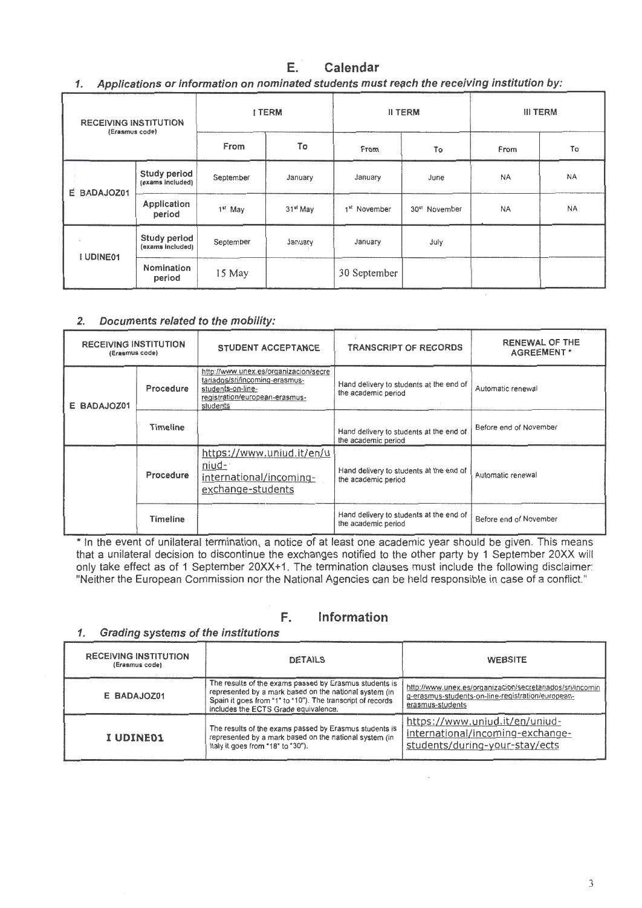## E. Calendar

### *1. Applications or information on nominated students must reach the receiving institution by:*

| RECEIVING INSTITUTION (Erasmus code) | | I TERM | | II TERM | | III TERM | |
|---|---|---|---|---|---|---|---|
| | | From | To | From | To | From | To |
| E BADAJOZ01 | Study period (exams included) | September | January | January | June | NA | NA |
| | Application period | 1st May | 31st May | 1st November | 30st November | NA | NA |
| I UDINE01 | Study period (exams included) | September | January | January | July | | |
| | Nomination period | 15 May | | 30 September | | | |

### *2. Documents related to the mobility:*

| RECEIVING INSTITUTION (Erasmus code) | | STUDENT ACCEPTANCE | TRANSCRIPT OF RECORDS | RENEWAL OF THE AGREEMENT * |
|---|---|---|---|---|
| E BADAJOZ01 | Procedure | http://www.unex.es/organizacion/secretariados/sri/incoming-erasmus-students-on-line-registration/european-erasmus-students | Hand delivery to students at the end of the academic period | Automatic renewal |
| | Timeline | | Hand delivery to students at the end of the academic period | Before end of November |
| | Procedure | https://www.uniud.it/en/uniud-international/incoming-exchange-students | Hand delivery to students at the end of the academic period | Automatic renewal |
| | Timeline | | Hand delivery to students at the end of the academic period | Before end of November |

\* In the event of unilateral termination, a notice of at least one academic year should be given. This means that a unilateral decision to discontinue the exchanges notified to the other party by 1 September 20XX will only take effect as of 1 September 20XX+1. The termination clauses must include the following disclaimer: "Neither the European Commission nor the National Agencies can be held responsible in case of a conflict."

## F. Information

### *1. Grading systems of the institutions*

| RECEIVING INSTITUTION (Erasmus code) | DETAILS | WEBSITE |
|---|---|---|
| E BADAJOZ01 | The results of the exams passed by Erasmus students is represented by a mark based on the national system (in Spain it goes from "1" to "10"). The transcript of records includes the ECTS Grade equivalence. | http://www.unex.es/organizacion/secretariados/sri/incoming-erasmus-students-on-line-registration/european-erasmus-students |
| I UDINE01 | The results of the exams passed by Erasmus students is represented by a mark based on the national system (in Italy it goes from "18" to "30"). | https://www.uniud.it/en/uniud-international/incoming-exchange-students/during-your-stay/ects |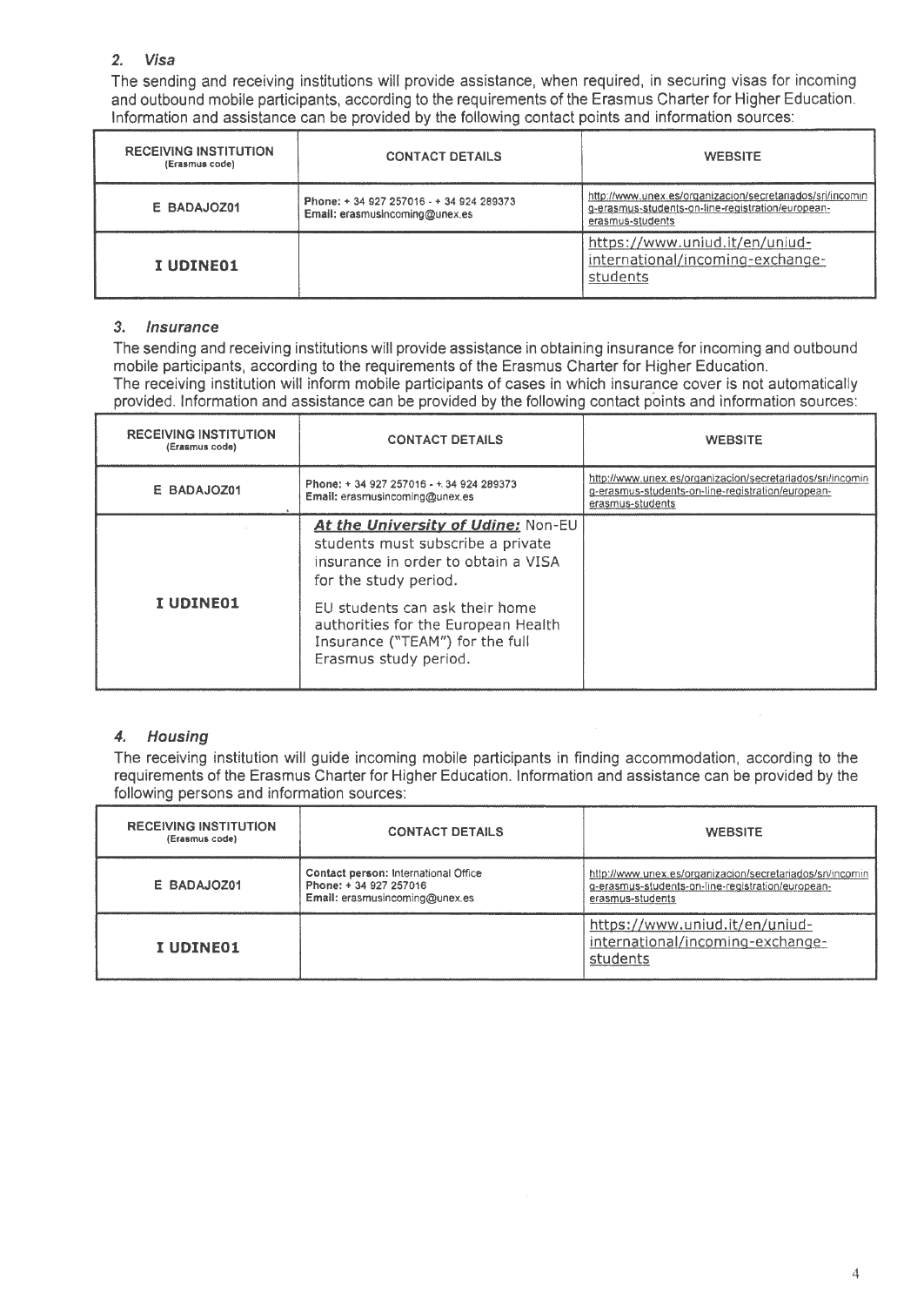## 2. *Visa*

The sending and receiving institutions will provide assistance, when required, in securing visas for incoming and outbound mobile participants, according to the requirements of the Erasmus Charter for Higher Education. Information and assistance can be provided by the following contact points and information sources:

| RECEIVING INSTITUTION (Erasmus code) | CONTACT DETAILS | WEBSITE |
|---|---|---|
| E BADAJOZ01 | **Phone:** + 34 927 257016 - + 34 924 289373 **Email:** erasmusincoming@unex.es | http://www.unex.es/organizacion/secretariados/sri/incoming-erasmus-students-on-line-registration/european-erasmus-students |
| **I UDINE01** | | https://www.uniud.it/en/uniud-international/incoming-exchange-students |

## 3. *Insurance*

The sending and receiving institutions will provide assistance in obtaining insurance for incoming and outbound mobile participants, according to the requirements of the Erasmus Charter for Higher Education.
The receiving institution will inform mobile participants of cases in which insurance cover is not automatically provided. Information and assistance can be provided by the following contact points and information sources:

| RECEIVING INSTITUTION (Erasmus code) | CONTACT DETAILS | WEBSITE |
|---|---|---|
| E BADAJOZ01 | **Phone:** + 34 927 257016 - + 34 924 289373 **Email:** erasmusincoming@unex.es | http://www.unex.es/organizacion/secretariados/sri/incoming-erasmus-students-on-line-registration/european-erasmus-students |
| **I UDINE01** | ***At the University of Udine:*** Non-EU students must subscribe a private insurance in order to obtain a VISA for the study period. EU students can ask their home authorities for the European Health Insurance ("TEAM") for the full Erasmus study period. | |

## 4. *Housing*

The receiving institution will guide incoming mobile participants in finding accommodation, according to the requirements of the Erasmus Charter for Higher Education. Information and assistance can be provided by the following persons and information sources:

| RECEIVING INSTITUTION (Erasmus code) | CONTACT DETAILS | WEBSITE |
|---|---|---|
| E BADAJOZ01 | **Contact person:** International Office **Phone:** + 34 927 257016 **Email:** erasmusincoming@unex.es | http://www.unex.es/organizacion/secretariados/sri/incoming-erasmus-students-on-line-registration/european-erasmus-students |
| **I UDINE01** | | https://www.uniud.it/en/uniud-international/incoming-exchange-students |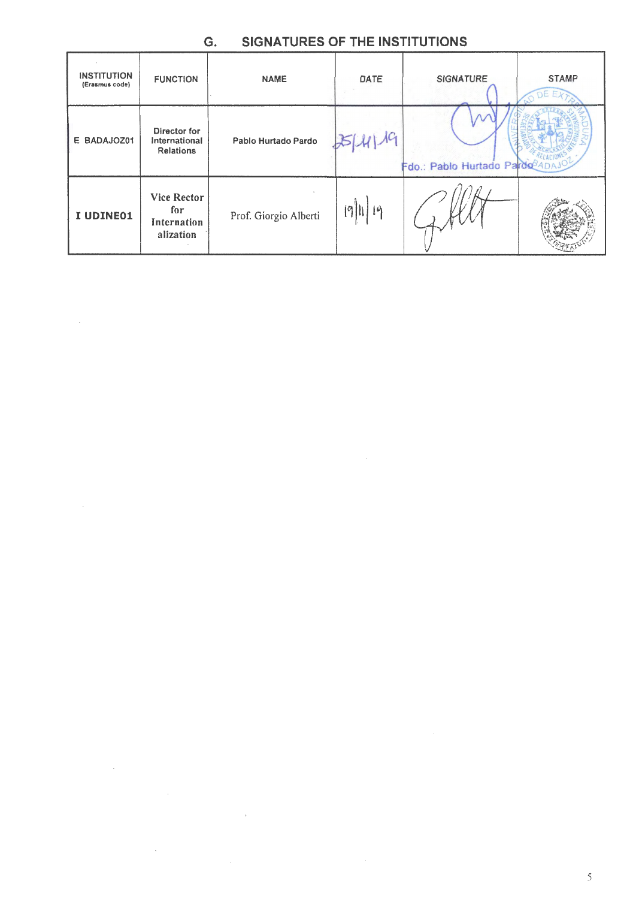## G. SIGNATURES OF THE INSTITUTIONS

| INSTITUTION (Erasmus code) | FUNCTION | NAME | DATE | SIGNATURE | STAMP |
|---|---|---|---|---|---|
| E BADAJOZ01 | Director for International Relations | Pablo Hurtado Pardo | 25/11/19 | Fdo.: Pablo Hurtado Pardo | UNIVERSIDAD DE EXTREMADURA SECRETARIADO DE RELACIONES INTERNACIONALES BADAJOZ |
| I UDINE01 | Vice Rector for Internationalization | Prof. Giorgio Alberti | 19/11/19 | | |